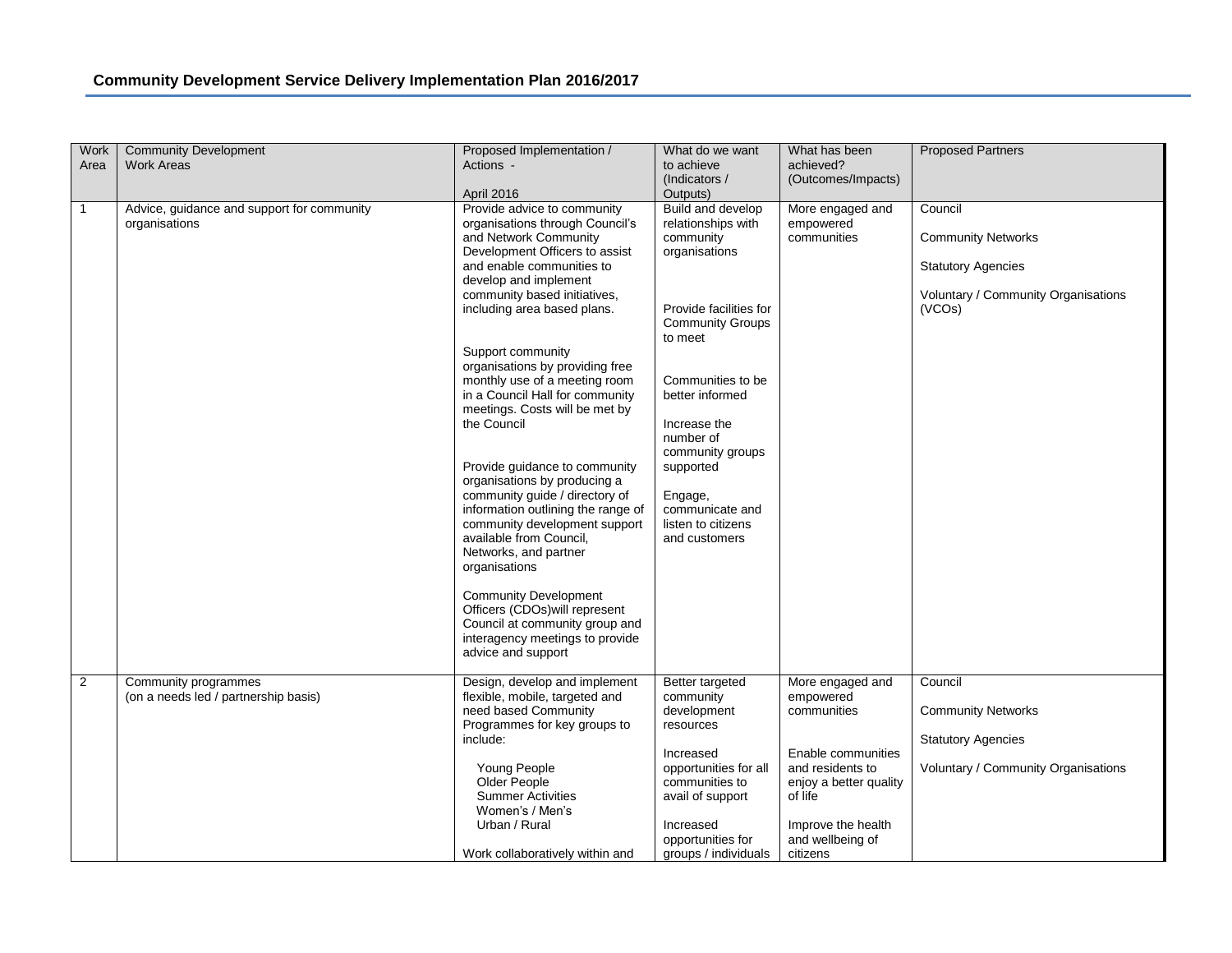## Community Development Service Delivery Implementation Plan 2016/2017

| Work Area | Community Development Work Areas | Proposed Implementation / Actions - April 2016 | What do we want to achieve (Indicators / Outputs) | What has been achieved? (Outcomes/Impacts) | Proposed Partners |
|---|---|---|---|---|---|
| 1 | Advice, guidance and support for community organisations | Provide advice to community organisations through Council's and Network Community Development Officers to assist and enable communities to develop and implement community based initiatives, including area based plans.<br><br>Support community organisations by providing free monthly use of a meeting room in a Council Hall for community meetings. Costs will be met by the Council<br><br>Provide guidance to community organisations by producing a community guide / directory of information outlining the range of community development support available from Council, Networks, and partner organisations<br><br>Community Development Officers (CDOs)will represent Council at community group and interagency meetings to provide advice and support | Build and develop relationships with community organisations<br><br>Provide facilities for Community Groups to meet<br><br>Communities to be better informed<br><br>Increase the number of community groups supported<br><br>Engage, communicate and listen to citizens and customers | More engaged and empowered communities | Council<br><br>Community Networks<br><br>Statutory Agencies<br><br>Voluntary / Community Organisations (VCOs) |
| 2 | Community programmes (on a needs led / partnership basis) | Design, develop and implement flexible, mobile, targeted and need based Community Programmes for key groups to include:<br><br>Young People<br>Older People<br>Summer Activities<br>Women's / Men's<br>Urban / Rural<br><br>Work collaboratively within and | Better targeted community development resources<br><br>Increased opportunities for all communities to avail of support<br><br>Increased opportunities for groups / individuals | More engaged and empowered communities<br><br>Enable communities and residents to enjoy a better quality of life<br><br>Improve the health and wellbeing of citizens | Council<br><br>Community Networks<br><br>Statutory Agencies<br><br>Voluntary / Community Organisations |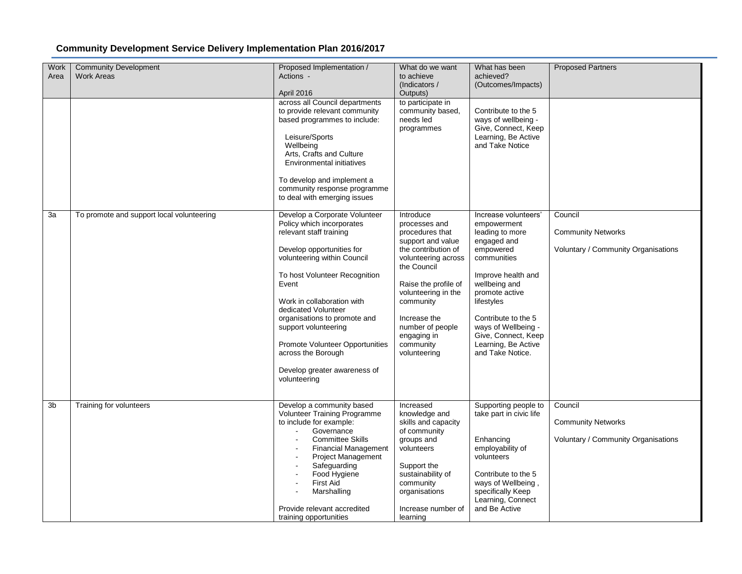## Community Development Service Delivery Implementation Plan 2016/2017

| Work Area | Community Development Work Areas | Proposed Implementation / Actions - April 2016 | What do we want to achieve (Indicators / Outputs) | What has been achieved? (Outcomes/Impacts) | Proposed Partners |
|---|---|---|---|---|---|
| | | across all Council departments to provide relevant community based programmes to include:<br><br>Leisure/Sports<br>Wellbeing<br>Arts, Crafts and Culture<br>Environmental initiatives<br><br>To develop and implement a community response programme to deal with emerging issues | to participate in community based, needs led programmes | Contribute to the 5 ways of wellbeing - Give, Connect, Keep Learning, Be Active and Take Notice | |
| 3a | To promote and support local volunteering | Develop a Corporate Volunteer Policy which incorporates relevant staff training<br><br>Develop opportunities for volunteering within Council<br><br>To host Volunteer Recognition Event<br><br>Work in collaboration with dedicated Volunteer organisations to promote and support volunteering<br><br>Promote Volunteer Opportunities across the Borough<br><br>Develop greater awareness of volunteering | Introduce processes and procedures that support and value the contribution of volunteering across the Council<br><br>Raise the profile of volunteering in the community<br><br>Increase the number of people engaging in community volunteering | Increase volunteers' empowerment leading to more engaged and empowered communities<br><br>Improve health and wellbeing and promote active lifestyles<br><br>Contribute to the 5 ways of Wellbeing - Give, Connect, Keep Learning, Be Active and Take Notice. | Council<br><br>Community Networks<br><br>Voluntary / Community Organisations |
| 3b | Training for volunteers | Develop a community based Volunteer Training Programme to include for example:<br>- Governance<br>- Committee Skills<br>- Financial Management<br>- Project Management<br>- Safeguarding<br>- Food Hygiene<br>- First Aid<br>- Marshalling<br><br>Provide relevant accredited training opportunities | Increased knowledge and skills and capacity of community groups and volunteers<br><br>Support the sustainability of community organisations<br><br>Increase number of learning | Supporting people to take part in civic life<br><br>Enhancing employability of volunteers<br><br>Contribute to the 5 ways of Wellbeing , specifically Keep Learning, Connect and Be Active | Council<br><br>Community Networks<br><br>Voluntary / Community Organisations |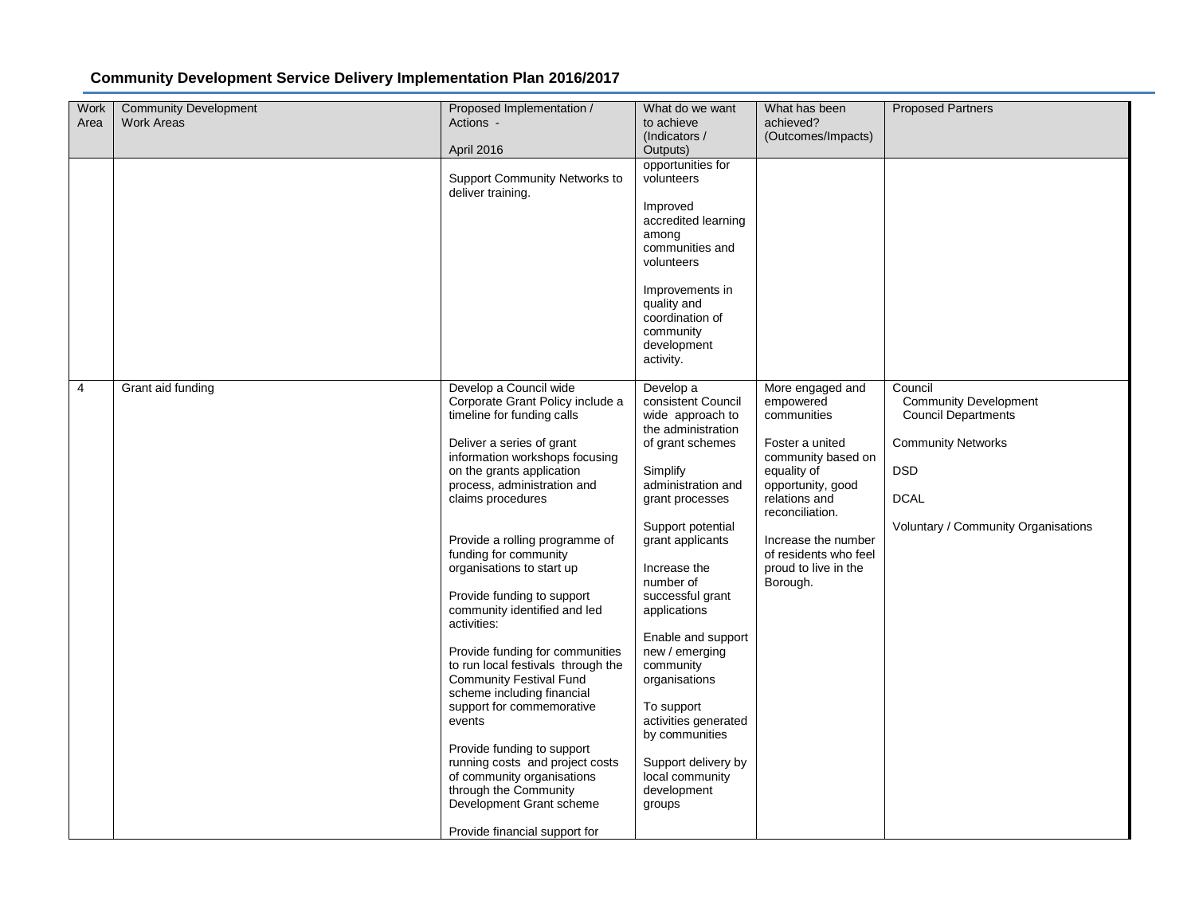## Community Development Service Delivery Implementation Plan 2016/2017

| Work Area | Community Development Work Areas | Proposed Implementation / Actions - April 2016 | What do we want to achieve (Indicators / Outputs) | What has been achieved? (Outcomes/Impacts) | Proposed Partners |
|---|---|---|---|---|---|
| | | Support Community Networks to deliver training. | opportunities for volunteers<br><br>Improved accredited learning among communities and volunteers<br><br>Improvements in quality and coordination of community development activity. | | |
| 4 | Grant aid funding | Develop a Council wide Corporate Grant Policy include a timeline for funding calls<br><br>Deliver a series of grant information workshops focusing on the grants application process, administration and claims procedures<br><br>Provide a rolling programme of funding for community organisations to start up<br><br>Provide funding to support community identified and led activities:<br><br>Provide funding for communities to run local festivals through the Community Festival Fund scheme including financial support for commemorative events<br><br>Provide funding to support running costs and project costs of community organisations through the Community Development Grant scheme<br><br>Provide financial support for | Develop a consistent Council wide approach to the administration of grant schemes<br><br>Simplify administration and grant processes<br><br>Support potential grant applicants<br><br>Increase the number of successful grant applications<br><br>Enable and support new / emerging community organisations<br><br>To support activities generated by communities<br><br>Support delivery by local community development groups | More engaged and empowered communities<br><br>Foster a united community based on equality of opportunity, good relations and reconciliation.<br><br>Increase the number of residents who feel proud to live in the Borough. | Council<br>Community Development<br>Council Departments<br><br>Community Networks<br><br>DSD<br><br>DCAL<br><br>Voluntary / Community Organisations |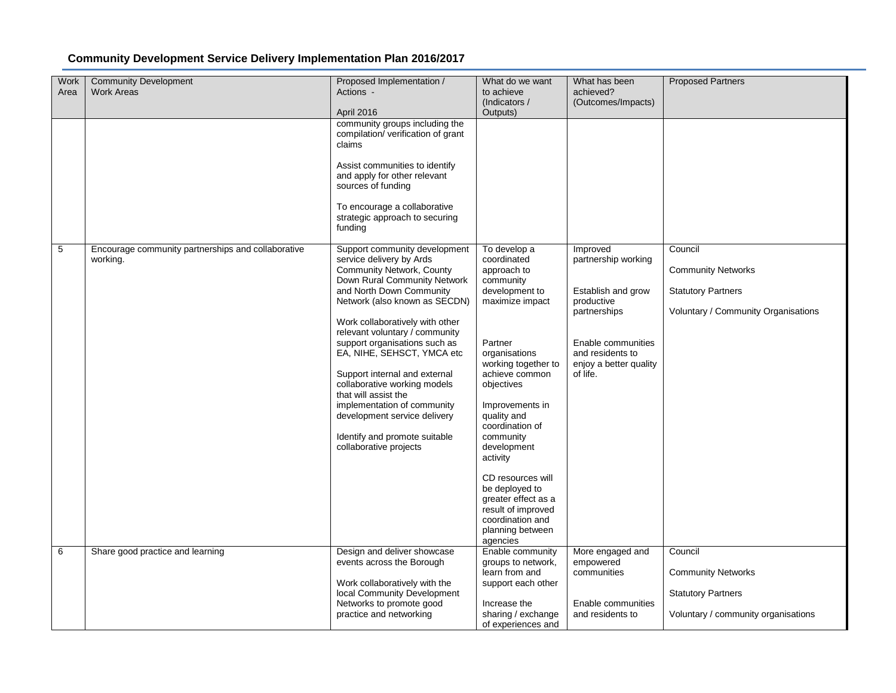## Community Development Service Delivery Implementation Plan 2016/2017

| Work Area | Community Development Work Areas | Proposed Implementation / Actions - April 2016 | What do we want to achieve (Indicators / Outputs) | What has been achieved? (Outcomes/Impacts) | Proposed Partners |
|---|---|---|---|---|---|
| | | community groups including the compilation/ verification of grant claims<br><br>Assist communities to identify and apply for other relevant sources of funding<br><br>To encourage a collaborative strategic approach to securing funding | | | |
| 5 | Encourage community partnerships and collaborative working. | Support community development service delivery by Ards Community Network, County Down Rural Community Network and North Down Community Network (also known as SECDN)<br><br>Work collaboratively with other relevant voluntary / community support organisations such as EA, NIHE, SEHSCT, YMCA etc<br><br>Support internal and external collaborative working models that will assist the implementation of community development service delivery<br><br>Identify and promote suitable collaborative projects | To develop a coordinated approach to community development to maximize impact<br><br>Partner organisations working together to achieve common objectives<br><br>Improvements in quality and coordination of community development activity<br><br>CD resources will be deployed to greater effect as a result of improved coordination and planning between agencies | Improved partnership working<br><br>Establish and grow productive partnerships<br><br>Enable communities and residents to enjoy a better quality of life. | Council<br><br>Community Networks<br><br>Statutory Partners<br><br>Voluntary / Community Organisations |
| 6 | Share good practice and learning | Design and deliver showcase events across the Borough<br><br>Work collaboratively with the local Community Development Networks to promote good practice and networking | Enable community groups to network, learn from and support each other<br><br>Increase the sharing / exchange of experiences and | More engaged and empowered communities<br><br>Enable communities and residents to | Council<br><br>Community Networks<br><br>Statutory Partners<br><br>Voluntary / community organisations |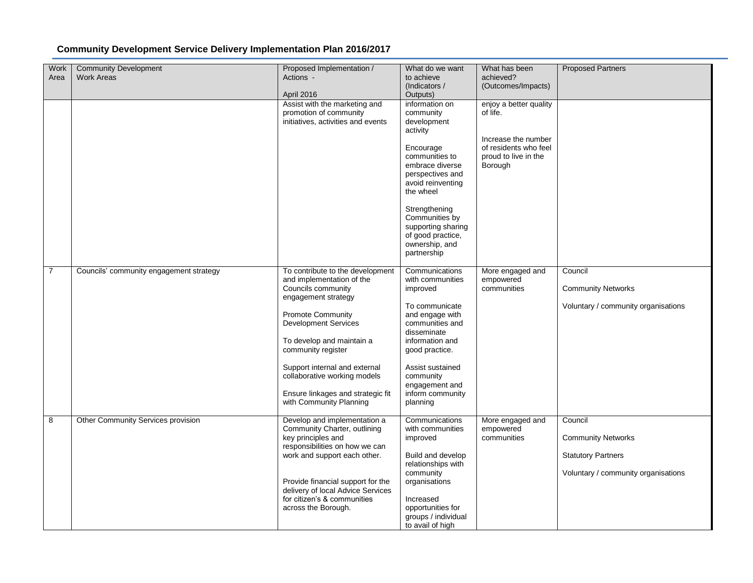## Community Development Service Delivery Implementation Plan 2016/2017

| Work Area | Community Development Work Areas | Proposed Implementation / Actions - April 2016 | What do we want to achieve (Indicators / Outputs) | What has been achieved? (Outcomes/Impacts) | Proposed Partners |
|---|---|---|---|---|---|
| | | Assist with the marketing and promotion of community initiatives, activities and events | information on community development activity<br><br>Encourage communities to embrace diverse perspectives and avoid reinventing the wheel<br><br>Strengthening Communities by supporting sharing of good practice, ownership, and partnership | enjoy a better quality of life.<br><br>Increase the number of residents who feel proud to live in the Borough | |
| 7 | Councils' community engagement strategy | To contribute to the development and implementation of the Councils community engagement strategy<br><br>Promote Community Development Services<br><br>To develop and maintain a community register<br><br>Support internal and external collaborative working models<br><br>Ensure linkages and strategic fit with Community Planning | Communications with communities improved<br><br>To communicate and engage with communities and disseminate information and good practice.<br><br>Assist sustained community engagement and inform community planning | More engaged and empowered communities | Council<br><br>Community Networks<br><br>Voluntary / community organisations |
| 8 | Other Community Services provision | Develop and implementation a Community Charter, outlining key principles and responsibilities on how we can work and support each other.<br><br>Provide financial support for the delivery of local Advice Services for citizen's & communities across the Borough. | Communications with communities improved<br><br>Build and develop relationships with community organisations<br><br>Increased opportunities for groups / individual to avail of high | More engaged and empowered communities | Council<br><br>Community Networks<br><br>Statutory Partners<br><br>Voluntary / community organisations |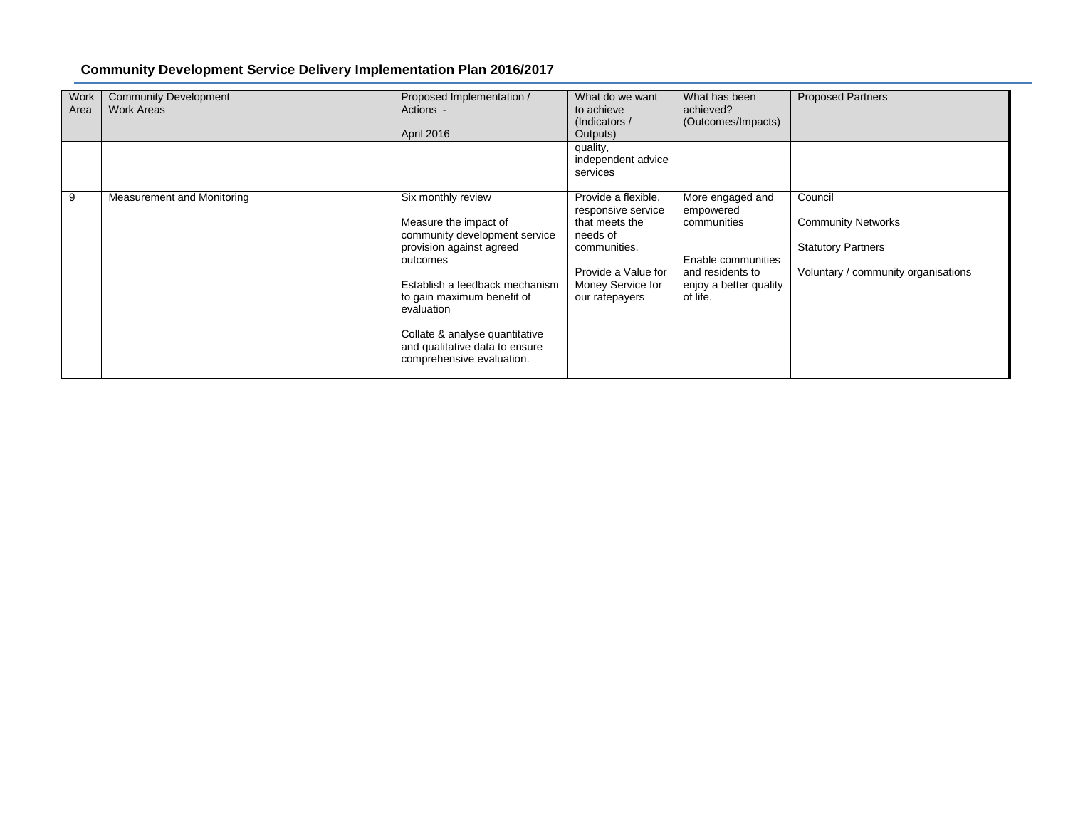## Community Development Service Delivery Implementation Plan 2016/2017

| Work Area | Community Development Work Areas | Proposed Implementation / Actions - April 2016 | What do we want to achieve (Indicators / Outputs) | What has been achieved? (Outcomes/Impacts) | Proposed Partners |
|---|---|---|---|---|---|
| | | | quality, independent advice services | | |
| 9 | Measurement and Monitoring | Six monthly review<br><br>Measure the impact of community development service provision against agreed outcomes<br><br>Establish a feedback mechanism to gain maximum benefit of evaluation<br><br>Collate & analyse quantitative and qualitative data to ensure comprehensive evaluation. | Provide a flexible, responsive service that meets the needs of communities.<br><br>Provide a Value for Money Service for our ratepayers | More engaged and empowered communities<br><br>Enable communities and residents to enjoy a better quality of life. | Council<br><br>Community Networks<br><br>Statutory Partners<br><br>Voluntary / community organisations |